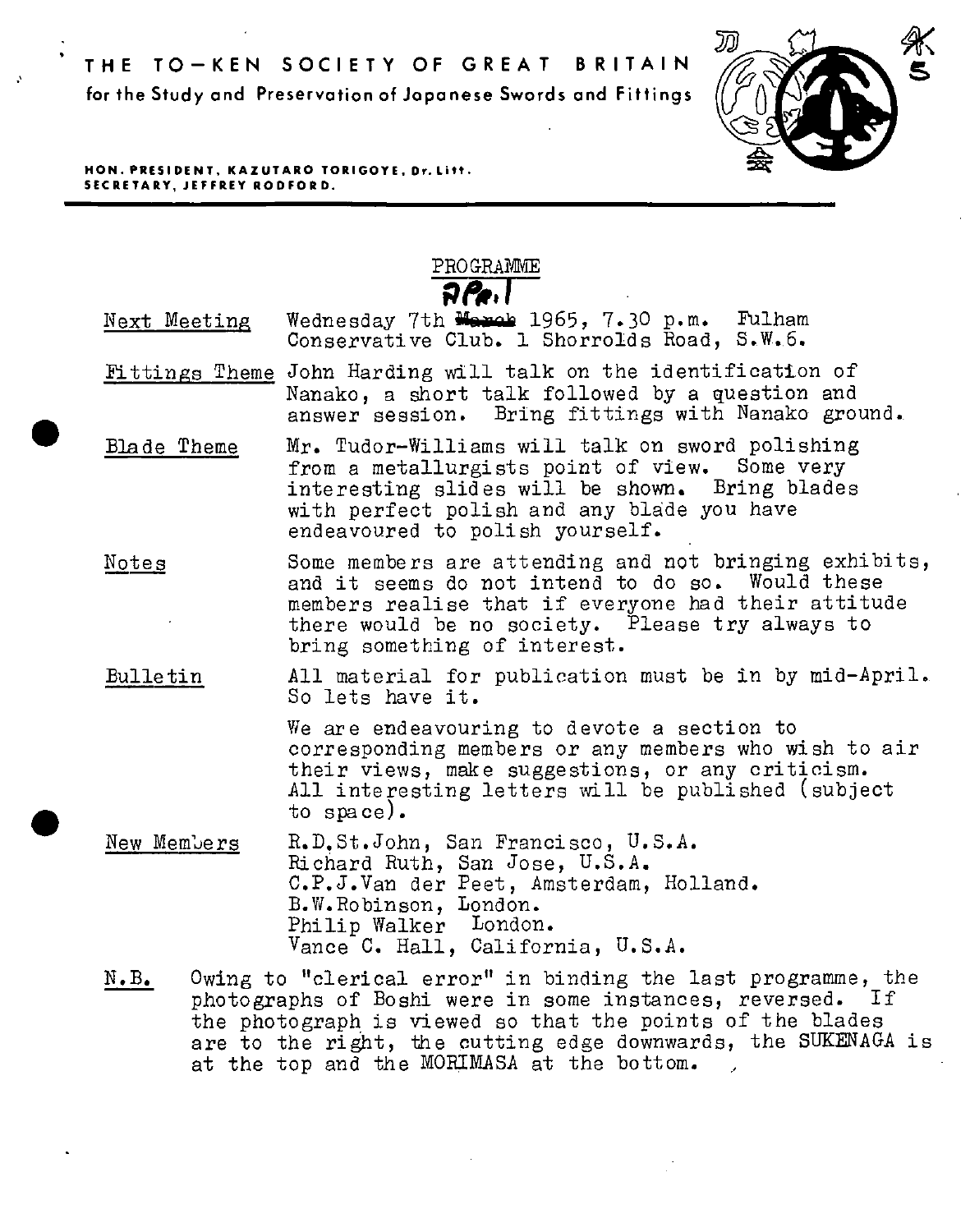# THE TO–KEN SOCIETY OF GREAT BRITAIN

for the Study and Preservation of Japanese Swords and Fittings

HON. PRESIDENT, KAZUTARO TORIGOYE, Dr. Litt.
SECRETARY, JEFFREY RODFORD.

## PROGRAMME

April

**Next Meeting** — Wednesday 7th ~~March~~ April 1965, 7.30 p.m. Fulham Conservative Club. 1 Shorrolds Road, S.W.6.

**Fittings Theme** — John Harding will talk on the identification of Nanako, a short talk followed by a question and answer session. Bring fittings with Nanako ground.

**Blade Theme** — Mr. Tudor-Williams will talk on sword polishing from a metallurgists point of view. Some very interesting slides will be shown. Bring blades with perfect polish and any blade you have endeavoured to polish yourself.

**Notes** — Some members are attending and not bringing exhibits, and it seems do not intend to do so. Would these members realise that if everyone had their attitude there would be no society. Please try always to bring something of interest.

**Bulletin** — All material for publication must be in by mid-April. So lets have it.

We are endeavouring to devote a section to corresponding members or any members who wish to air their views, make suggestions, or any criticism. All interesting letters will be published (subject to space).

**New Members**

- R.D.St.John, San Francisco, U.S.A.
- Richard Ruth, San Jose, U.S.A.
- C.P.J.Van der Peet, Amsterdam, Holland.
- B.W.Robinson, London.
- Philip Walker London.
- Vance C. Hall, California, U.S.A.

**N.B.** Owing to "clerical error" in binding the last programme, the photographs of Boshi were in some instances, reversed. If the photograph is viewed so that the points of the blades are to the right, the cutting edge downwards, the SUKENAGA is at the top and the MORIMASA at the bottom.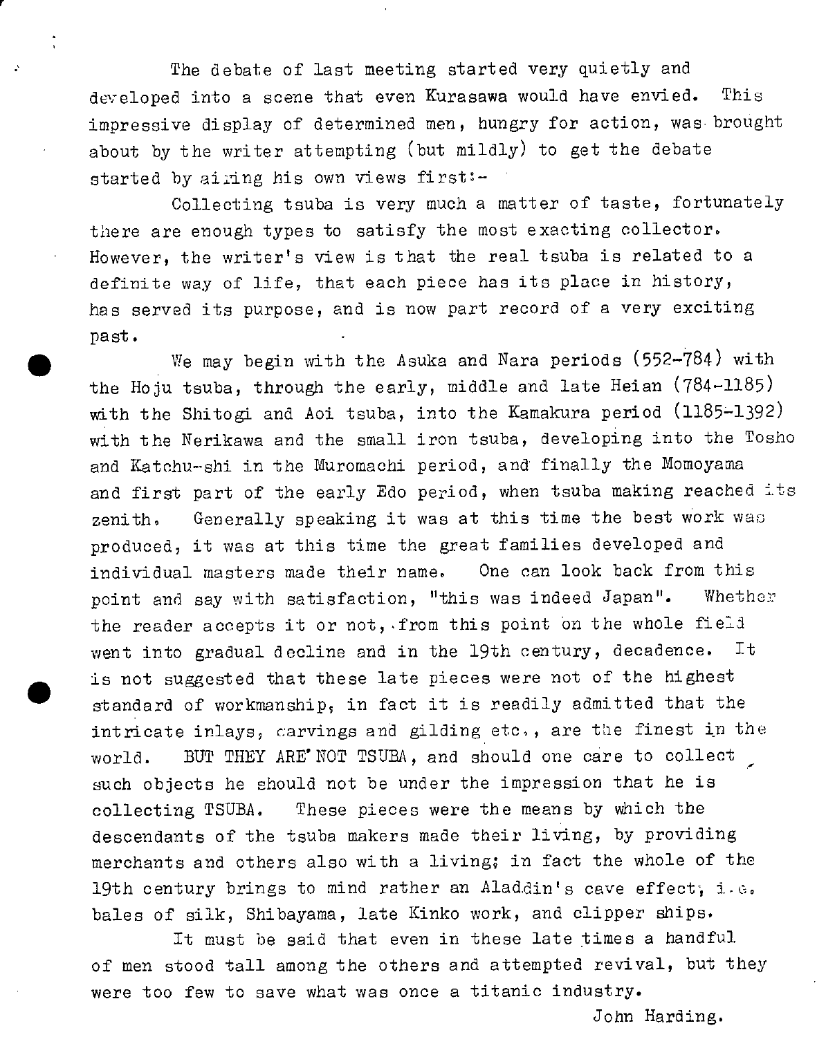The debate of last meeting started very quietly and developed into a scene that even Kurasawa would have envied. This impressive display of determined men, hungry for action, was brought about by the writer attempting (but mildly) to get the debate started by airing his own views first:-

Collecting tsuba is very much a matter of taste, fortunately there are enough types to satisfy the most exacting collector. However, the writer's view is that the real tsuba is related to a definite way of life, that each piece has its place in history, has served its purpose, and is now part record of a very exciting past.

We may begin with the Asuka and Nara periods (552-784) with the Hoju tsuba, through the early, middle and late Heian (784-1185) with the Shitogi and Aoi tsuba, into the Kamakura period (1185-1392) with the Nerikawa and the small iron tsuba, developing into the Tosho and Katchu-shi in the Muromachi period, and finally the Momoyama and first part of the early Edo period, when tsuba making reached its zenith. Generally speaking it was at this time the best work was produced, it was at this time the great families developed and individual masters made their name. One can look back from this point and say with satisfaction, "this was indeed Japan". Whether the reader accepts it or not, from this point on the whole field went into gradual decline and in the 19th century, decadence. It is not suggested that these late pieces were not of the highest standard of workmanship, in fact it is readily admitted that the intricate inlays, carvings and gilding etc., are the finest in the world. BUT THEY ARE NOT TSUBA, and should one care to collect such objects he should not be under the impression that he is collecting TSUBA. These pieces were the means by which the descendants of the tsuba makers made their living, by providing merchants and others also with a living; in fact the whole of the 19th century brings to mind rather an Aladdin's cave effect, i.e. bales of silk, Shibayama, late Kinko work, and clipper ships.

It must be said that even in these late times a handful of men stood tall among the others and attempted revival, but they were too few to save what was once a titanic industry.

John Harding.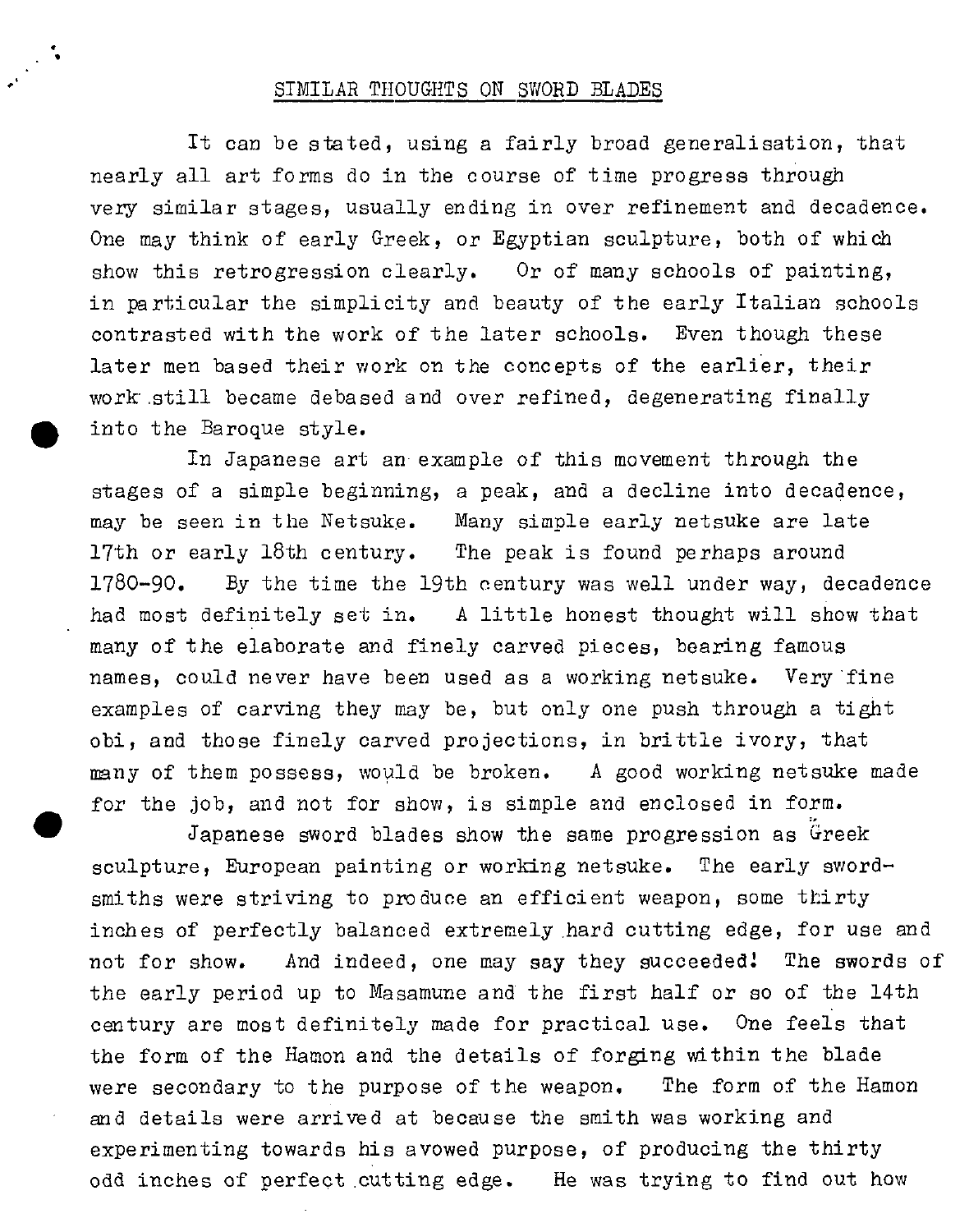## SIMILAR THOUGHTS ON SWORD BLADES

It can be stated, using a fairly broad generalisation, that nearly all art forms do in the course of time progress through very similar stages, usually ending in over refinement and decadence. One may think of early Greek, or Egyptian sculpture, both of which show this retrogression clearly. Or of many schools of painting, in particular the simplicity and beauty of the early Italian schools contrasted with the work of the later schools. Even though these later men based their work on the concepts of the earlier, their work still became debased and over refined, degenerating finally into the Baroque style.

In Japanese art an example of this movement through the stages of a simple beginning, a peak, and a decline into decadence, may be seen in the Netsuke. Many simple early netsuke are late 17th or early 18th century. The peak is found perhaps around 1780-90. By the time the 19th century was well under way, decadence had most definitely set in. A little honest thought will show that many of the elaborate and finely carved pieces, bearing famous names, could never have been used as a working netsuke. Very fine examples of carving they may be, but only one push through a tight obi, and those finely carved projections, in brittle ivory, that many of them possess, would be broken. A good working netsuke made for the job, and not for show, is simple and enclosed in form.

Japanese sword blades show the same progression as Greek sculpture, European painting or working netsuke. The early sword-smiths were striving to produce an efficient weapon, some thirty inches of perfectly balanced extremely hard cutting edge, for use and not for show. And indeed, one may say they succeeded! The swords of the early period up to Masamune and the first half or so of the 14th century are most definitely made for practical use. One feels that the form of the Hamon and the details of forging within the blade were secondary to the purpose of the weapon. The form of the Hamon and details were arrived at because the smith was working and experimenting towards his avowed purpose, of producing the thirty odd inches of perfect cutting edge. He was trying to find out how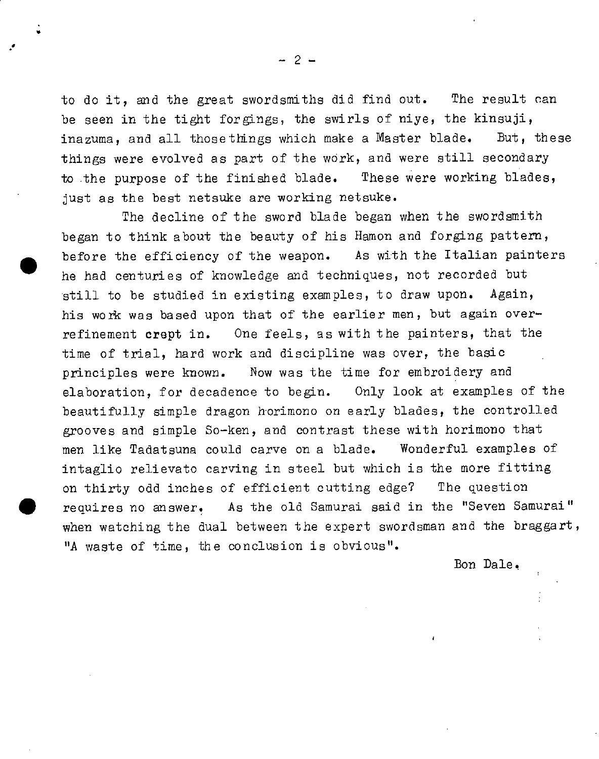to do it, and the great swordsmiths did find out. The result can be seen in the tight forgings, the swirls of niye, the kinsuji, inazuma, and all those things which make a Master blade. But, these things were evolved as part of the work, and were still secondary to the purpose of the finished blade. These were working blades, just as the best netsuke are working netsuke.

The decline of the sword blade began when the swordsmith began to think about the beauty of his Hamon and forging pattern, before the efficiency of the weapon. As with the Italian painters he had centuries of knowledge and techniques, not recorded but still to be studied in existing examples, to draw upon. Again, his work was based upon that of the earlier men, but again over-refinement crept in. One feels, as with the painters, that the time of trial, hard work and discipline was over, the basic principles were known. Now was the time for embroidery and elaboration, for decadence to begin. Only look at examples of the beautifully simple dragon horimono on early blades, the controlled grooves and simple So-ken, and contrast these with horimono that men like Tadatsuna could carve on a blade. Wonderful examples of intaglio relievato carving in steel but which is the more fitting on thirty odd inches of efficient cutting edge? The question requires no answer. As the old Samurai said in the "Seven Samurai" when watching the dual between the expert swordsman and the braggart, "A waste of time, the conclusion is obvious".

Bon Dale.